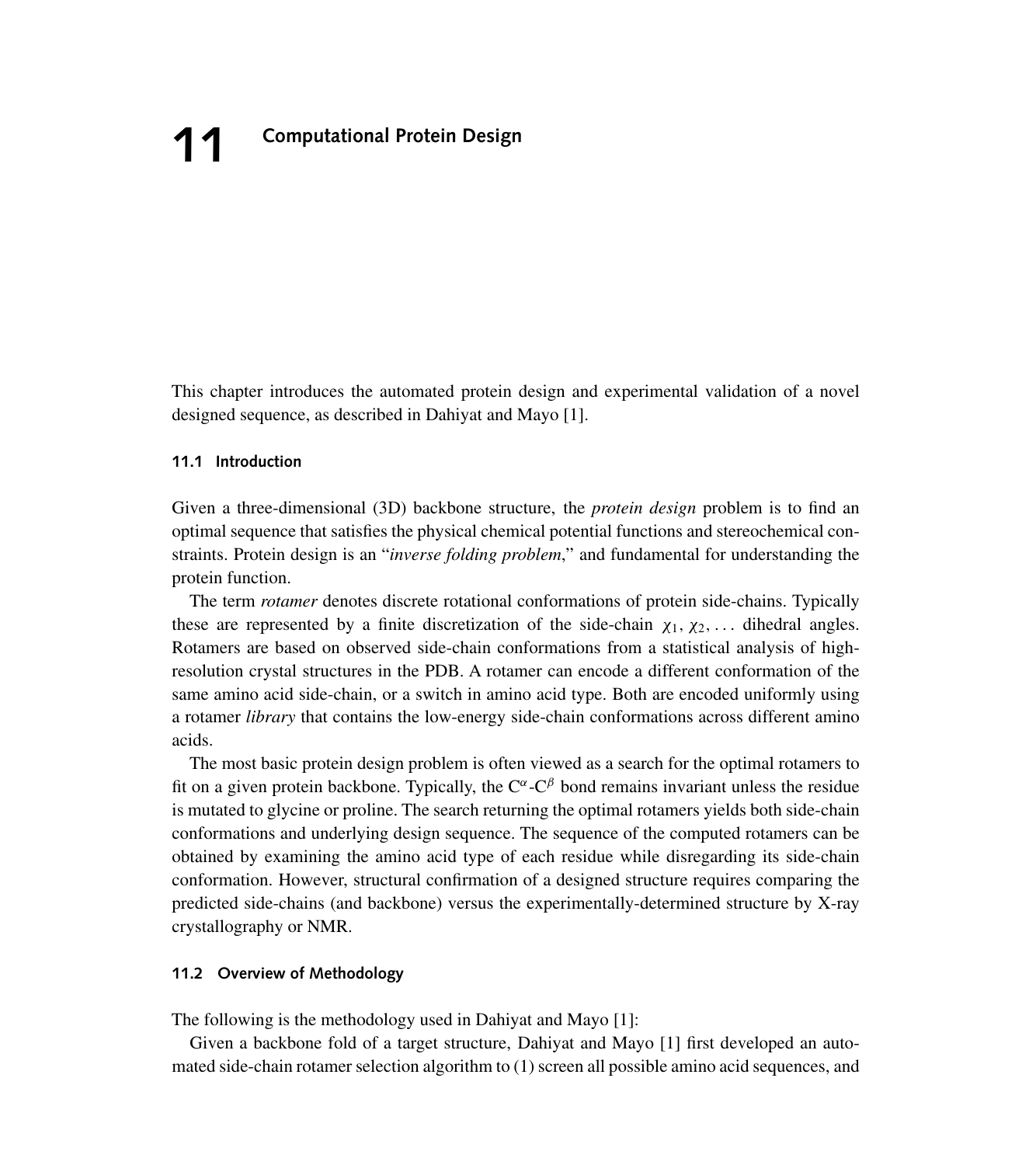# 11 Computational Protein Design

This chapter introduces the automated protein design and experimental validation of a novel designed sequence, as described in Dahiyat and Mayo [1].

## 11.1 Introduction

Given a three-dimensional (3D) backbone structure, the *protein design* problem is to find an optimal sequence that satisfies the physical chemical potential functions and stereochemical constraints. Protein design is an "*inverse folding problem*," and fundamental for understanding the protein function.

The term *rotamer* denotes discrete rotational conformations of protein side-chains. Typically these are represented by a finite discretization of the side-chain $\chi_1, \chi_2, \ldots$ dihedral angles. Rotamers are based on observed side-chain conformations from a statistical analysis of high-resolution crystal structures in the PDB. A rotamer can encode a different conformation of the same amino acid side-chain, or a switch in amino acid type. Both are encoded uniformly using a rotamer *library* that contains the low-energy side-chain conformations across different amino acids.

The most basic protein design problem is often viewed as a search for the optimal rotamers to fit on a given protein backbone. Typically, the $C^{\alpha}$-$C^{\beta}$ bond remains invariant unless the residue is mutated to glycine or proline. The search returning the optimal rotamers yields both side-chain conformations and underlying design sequence. The sequence of the computed rotamers can be obtained by examining the amino acid type of each residue while disregarding its side-chain conformation. However, structural confirmation of a designed structure requires comparing the predicted side-chains (and backbone) versus the experimentally-determined structure by X-ray crystallography or NMR.

## 11.2 Overview of Methodology

The following is the methodology used in Dahiyat and Mayo [1]:

Given a backbone fold of a target structure, Dahiyat and Mayo [1] first developed an automated side-chain rotamer selection algorithm to (1) screen all possible amino acid sequences, and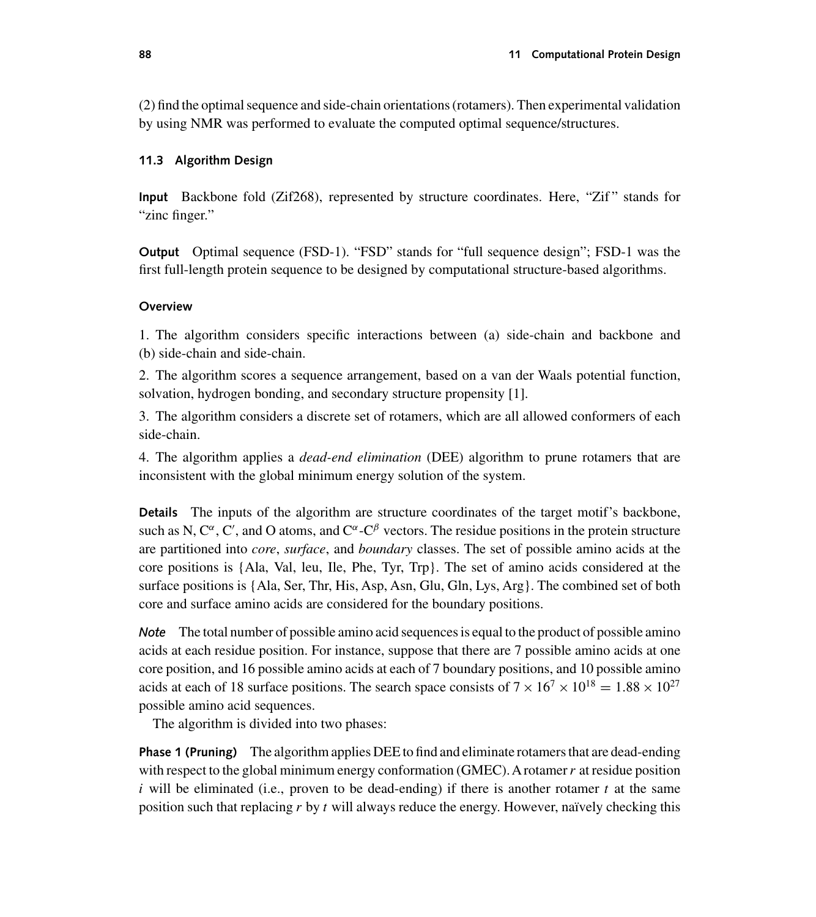(2) find the optimal sequence and side-chain orientations (rotamers). Then experimental validation by using NMR was performed to evaluate the computed optimal sequence/structures.

### 11.3 Algorithm Design

**Input** Backbone fold (Zif268), represented by structure coordinates. Here, "Zif" stands for "zinc finger."

**Output** Optimal sequence (FSD-1). "FSD" stands for "full sequence design"; FSD-1 was the first full-length protein sequence to be designed by computational structure-based algorithms.

**Overview**

1. The algorithm considers specific interactions between (a) side-chain and backbone and (b) side-chain and side-chain.

2. The algorithm scores a sequence arrangement, based on a van der Waals potential function, solvation, hydrogen bonding, and secondary structure propensity [1].

3. The algorithm considers a discrete set of rotamers, which are all allowed conformers of each side-chain.

4. The algorithm applies a *dead-end elimination* (DEE) algorithm to prune rotamers that are inconsistent with the global minimum energy solution of the system.

**Details** The inputs of the algorithm are structure coordinates of the target motif's backbone, such as N, $C^{\alpha}$, $C'$, and O atoms, and $C^{\alpha}$-$C^{\beta}$ vectors. The residue positions in the protein structure are partitioned into *core*, *surface*, and *boundary* classes. The set of possible amino acids at the core positions is {Ala, Val, leu, Ile, Phe, Tyr, Trp}. The set of amino acids considered at the surface positions is {Ala, Ser, Thr, His, Asp, Asn, Glu, Gln, Lys, Arg}. The combined set of both core and surface amino acids are considered for the boundary positions.

***Note*** The total number of possible amino acid sequences is equal to the product of possible amino acids at each residue position. For instance, suppose that there are 7 possible amino acids at one core position, and 16 possible amino acids at each of 7 boundary positions, and 10 possible amino acids at each of 18 surface positions. The search space consists of $7 \times 16^{7} \times 10^{18} = 1.88 \times 10^{27}$ possible amino acid sequences.

The algorithm is divided into two phases:

**Phase 1 (Pruning)** The algorithm applies DEE to find and eliminate rotamers that are dead-ending with respect to the global minimum energy conformation (GMEC). A rotamer $r$ at residue position $i$ will be eliminated (i.e., proven to be dead-ending) if there is another rotamer $t$ at the same position such that replacing $r$ by $t$ will always reduce the energy. However, naïvely checking this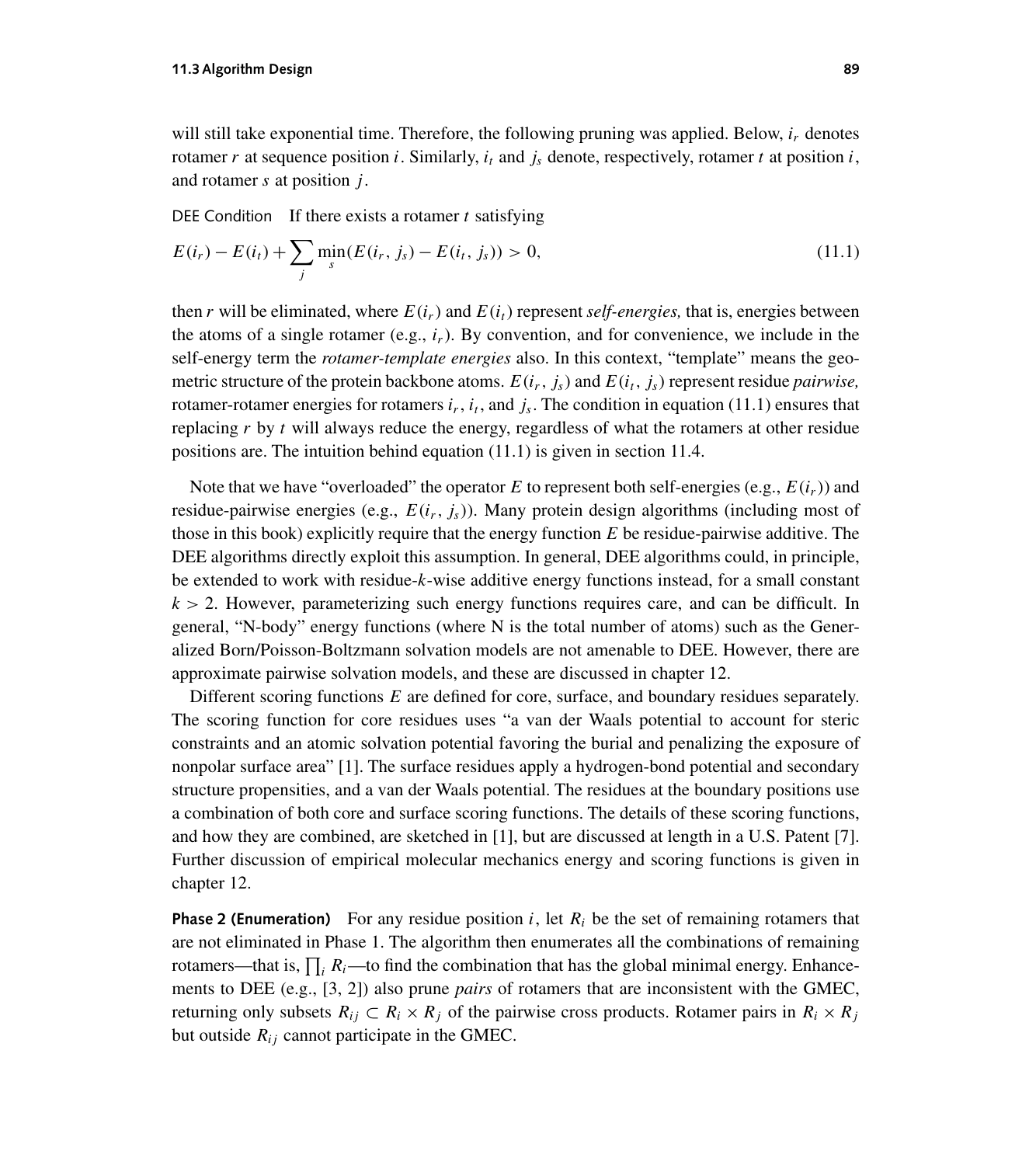will still take exponential time. Therefore, the following pruning was applied. Below, $i_r$ denotes rotamer $r$ at sequence position $i$. Similarly, $i_t$ and $j_s$ denote, respectively, rotamer $t$ at position $i$, and rotamer $s$ at position $j$.

DEE Condition   If there exists a rotamer $t$ satisfying

$$E(i_r) - E(i_t) + \sum_j \min_s (E(i_r, j_s) - E(i_t, j_s)) > 0, \tag{11.1}$$

then $r$ will be eliminated, where $E(i_r)$ and $E(i_t)$ represent *self-energies,* that is, energies between the atoms of a single rotamer (e.g., $i_r$). By convention, and for convenience, we include in the self-energy term the *rotamer-template energies* also. In this context, "template" means the geometric structure of the protein backbone atoms. $E(i_r, j_s)$ and $E(i_t, j_s)$ represent residue *pairwise,* rotamer-rotamer energies for rotamers $i_r$, $i_t$, and $j_s$. The condition in equation (11.1) ensures that replacing $r$ by $t$ will always reduce the energy, regardless of what the rotamers at other residue positions are. The intuition behind equation (11.1) is given in section 11.4.

Note that we have "overloaded" the operator $E$ to represent both self-energies (e.g., $E(i_r)$) and residue-pairwise energies (e.g., $E(i_r, j_s)$). Many protein design algorithms (including most of those in this book) explicitly require that the energy function $E$ be residue-pairwise additive. The DEE algorithms directly exploit this assumption. In general, DEE algorithms could, in principle, be extended to work with residue-$k$-wise additive energy functions instead, for a small constant $k > 2$. However, parameterizing such energy functions requires care, and can be difficult. In general, "N-body" energy functions (where N is the total number of atoms) such as the Generalized Born/Poisson-Boltzmann solvation models are not amenable to DEE. However, there are approximate pairwise solvation models, and these are discussed in chapter 12.

Different scoring functions $E$ are defined for core, surface, and boundary residues separately. The scoring function for core residues uses "a van der Waals potential to account for steric constraints and an atomic solvation potential favoring the burial and penalizing the exposure of nonpolar surface area" [1]. The surface residues apply a hydrogen-bond potential and secondary structure propensities, and a van der Waals potential. The residues at the boundary positions use a combination of both core and surface scoring functions. The details of these scoring functions, and how they are combined, are sketched in [1], but are discussed at length in a U.S. Patent [7]. Further discussion of empirical molecular mechanics energy and scoring functions is given in chapter 12.

**Phase 2 (Enumeration)**   For any residue position $i$, let $R_i$ be the set of remaining rotamers that are not eliminated in Phase 1. The algorithm then enumerates all the combinations of remaining rotamers—that is, $\prod_i R_i$—to find the combination that has the global minimal energy. Enhancements to DEE (e.g., [3, 2]) also prune *pairs* of rotamers that are inconsistent with the GMEC, returning only subsets $R_{ij} \subset R_i \times R_j$ of the pairwise cross products. Rotamer pairs in $R_i \times R_j$ but outside $R_{ij}$ cannot participate in the GMEC.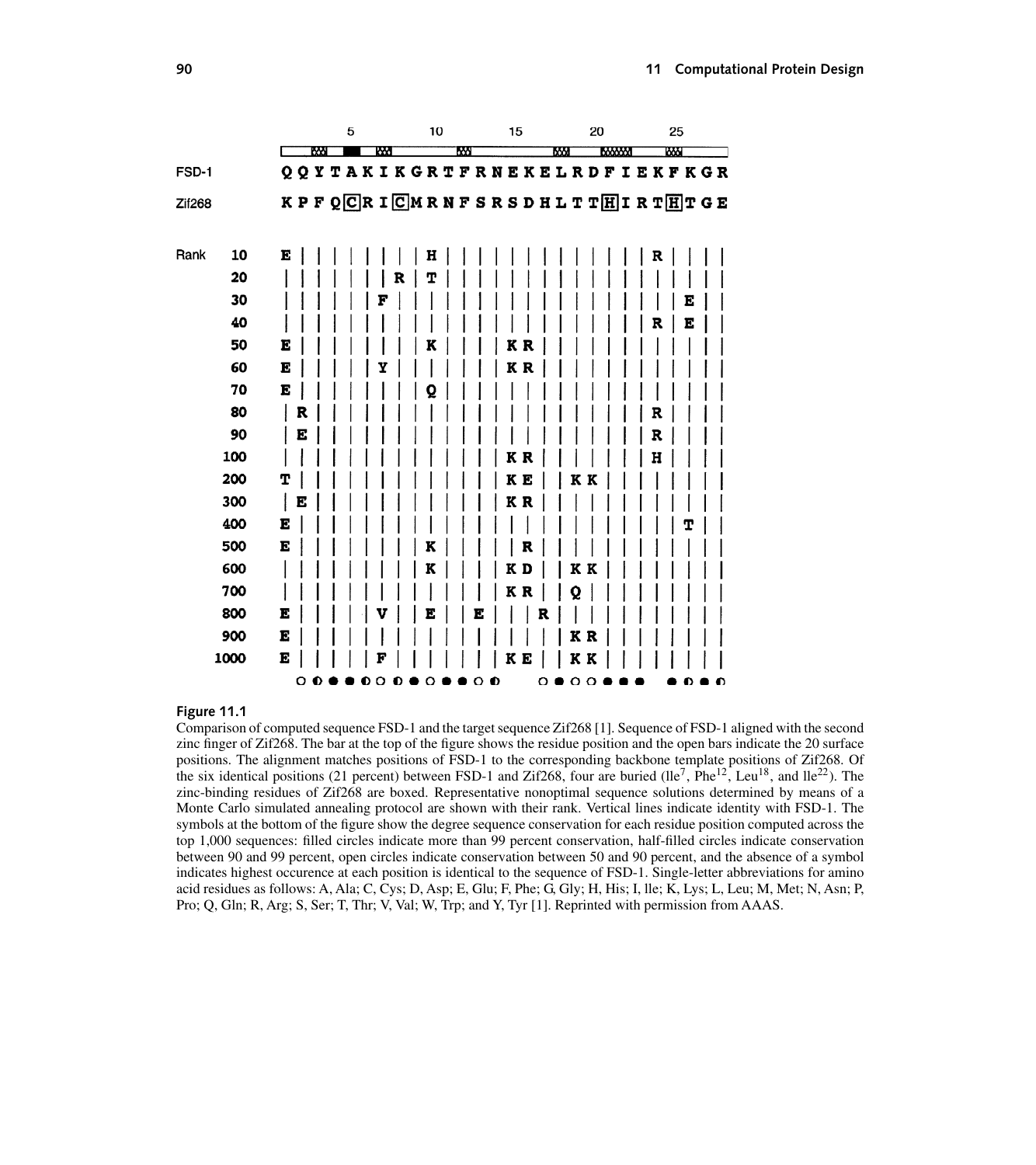| | | 1 | 2 | 3 | 4 | 5 | 6 | 7 | 8 | 9 | 10 | 11 | 12 | 13 | 14 | 15 | 16 | 17 | 18 | 19 | 20 | 21 | 22 | 23 | 24 | 25 | 26 | 27 | 28 |
|---|---|---|---|---|---|---|---|---|---|---|---|---|---|---|---|---|---|---|---|---|---|---|---|---|---|---|---|---|---|
| FSD-1 | | Q | Q | Y | T | A | K | I | K | G | R | T | F | R | N | E | K | E | L | R | D | F | I | E | K | F | K | G | R |
| Zif268 | | K | P | F | Q | [C] | R | I | [C] | M | R | N | F | S | R | S | D | H | L | T | T | [H] | I | R | T | [H] | T | G | E |
| Rank | 10 | E | \| | \| | \| | \| | \| | \| | \| | H | \| | \| | \| | \| | \| | \| | \| | \| | \| | \| | \| | \| | \| | R | \| | \| | \| | | |
| | 20 | \| | \| | \| | \| | \| | \| | R | \| | T | \| | \| | \| | \| | \| | \| | \| | \| | \| | \| | \| | \| | \| | \| | \| | \| | \| | | |
| | 30 | \| | \| | \| | \| | \| | F | \| | \| | \| | \| | \| | \| | \| | \| | \| | \| | \| | \| | \| | \| | \| | \| | \| | \| | E | \| | | |
| | 40 | \| | \| | \| | \| | \| | \| | \| | \| | \| | \| | \| | \| | \| | \| | \| | \| | \| | \| | \| | \| | \| | R | \| | E | \| | \| | | |
| | 50 | E | \| | \| | \| | \| | \| | \| | \| | K | \| | \| | \| | K | R | \| | \| | \| | \| | \| | \| | \| | \| | \| | \| | \| | \| | | |
| | 60 | E | \| | \| | \| | \| | Y | \| | \| | \| | \| | \| | \| | K | R | \| | \| | \| | \| | \| | \| | \| | \| | \| | \| | \| | \| | | |
| | 70 | E | \| | \| | \| | \| | \| | \| | \| | Q | \| | \| | \| | \| | \| | \| | \| | \| | \| | \| | \| | \| | \| | \| | \| | \| | \| | | |
| | 80 | \| | R | \| | \| | \| | \| | \| | \| | \| | \| | \| | \| | \| | \| | \| | \| | \| | \| | \| | \| | \| | R | \| | \| | \| | \| | | |
| | 90 | \| | E | \| | \| | \| | \| | \| | \| | \| | \| | \| | \| | \| | \| | \| | \| | \| | \| | \| | \| | \| | R | \| | \| | \| | \| | | |
| | 100 | \| | \| | \| | \| | \| | \| | \| | \| | \| | \| | \| | \| | K | R | \| | \| | \| | \| | \| | \| | \| | H | \| | \| | \| | \| | | |
| | 200 | T | \| | \| | \| | \| | \| | \| | \| | \| | \| | \| | \| | K | E | \| | K | K | \| | \| | \| | \| | \| | \| | \| | \| | \| | | |
| | 300 | \| | E | \| | \| | \| | \| | \| | \| | \| | \| | \| | \| | K | R | \| | \| | \| | \| | \| | \| | \| | \| | \| | \| | \| | \| | | |
| | 400 | E | \| | \| | \| | \| | \| | \| | \| | \| | \| | \| | \| | \| | \| | \| | \| | \| | \| | \| | \| | \| | \| | \| | T | \| | \| | | |
| | 500 | E | \| | \| | \| | \| | \| | \| | \| | K | \| | \| | \| | \| | R | \| | \| | \| | \| | \| | \| | \| | \| | \| | \| | \| | \| | | |
| | 600 | \| | \| | \| | \| | \| | \| | \| | \| | K | \| | \| | \| | K | D | \| | K | K | \| | \| | \| | \| | \| | \| | \| | \| | \| | | |
| | 700 | \| | \| | \| | \| | \| | \| | \| | \| | \| | \| | \| | \| | K | R | \| | Q | \| | \| | \| | \| | \| | \| | \| | \| | \| | \| | | |
| | 800 | E | \| | \| | \| | \| | V | \| | \| | E | \| | E | \| | \| | R | \| | \| | \| | \| | \| | \| | \| | \| | \| | \| | \| | \| | | |
| | 900 | E | \| | \| | \| | \| | \| | \| | \| | \| | \| | \| | \| | \| | \| | \| | K | R | \| | \| | \| | \| | \| | \| | \| | \| | \| | | |
| | 1000 | E | \| | \| | \| | \| | F | \| | \| | \| | \| | \| | \| | K | E | \| | K | K | \| | \| | \| | \| | \| | \| | \| | \| | \| | | |

**Figure 11.1**
Comparison of computed sequence FSD-1 and the target sequence Zif268 [1]. Sequence of FSD-1 aligned with the second zinc finger of Zif268. The bar at the top of the figure shows the residue position and the open bars indicate the 20 surface positions. The alignment matches positions of FSD-1 to the corresponding backbone template positions of Zif268. Of the six identical positions (21 percent) between FSD-1 and Zif268, four are buried (Ile[7], Phe[12], Leu[18], and Ile[22]). The zinc-binding residues of Zif268 are boxed. Representative nonoptimal sequence solutions determined by means of a Monte Carlo simulated annealing protocol are shown with their rank. Vertical lines indicate identity with FSD-1. The symbols at the bottom of the figure show the degree sequence conservation for each residue position computed across the top 1,000 sequences: filled circles indicate more than 99 percent conservation, half-filled circles indicate conservation between 90 and 99 percent, open circles indicate conservation between 50 and 90 percent, and the absence of a symbol indicates highest occurence at each position is identical to the sequence of FSD-1. Single-letter abbreviations for amino acid residues as follows: A, Ala; C, Cys; D, Asp; E, Glu; F, Phe; G, Gly; H, His; I, Ile; K, Lys; L, Leu; M, Met; N, Asn; P, Pro; Q, Gln; R, Arg; S, Ser; T, Thr; V, Val; W, Trp; and Y, Tyr [1]. Reprinted with permission from AAAS.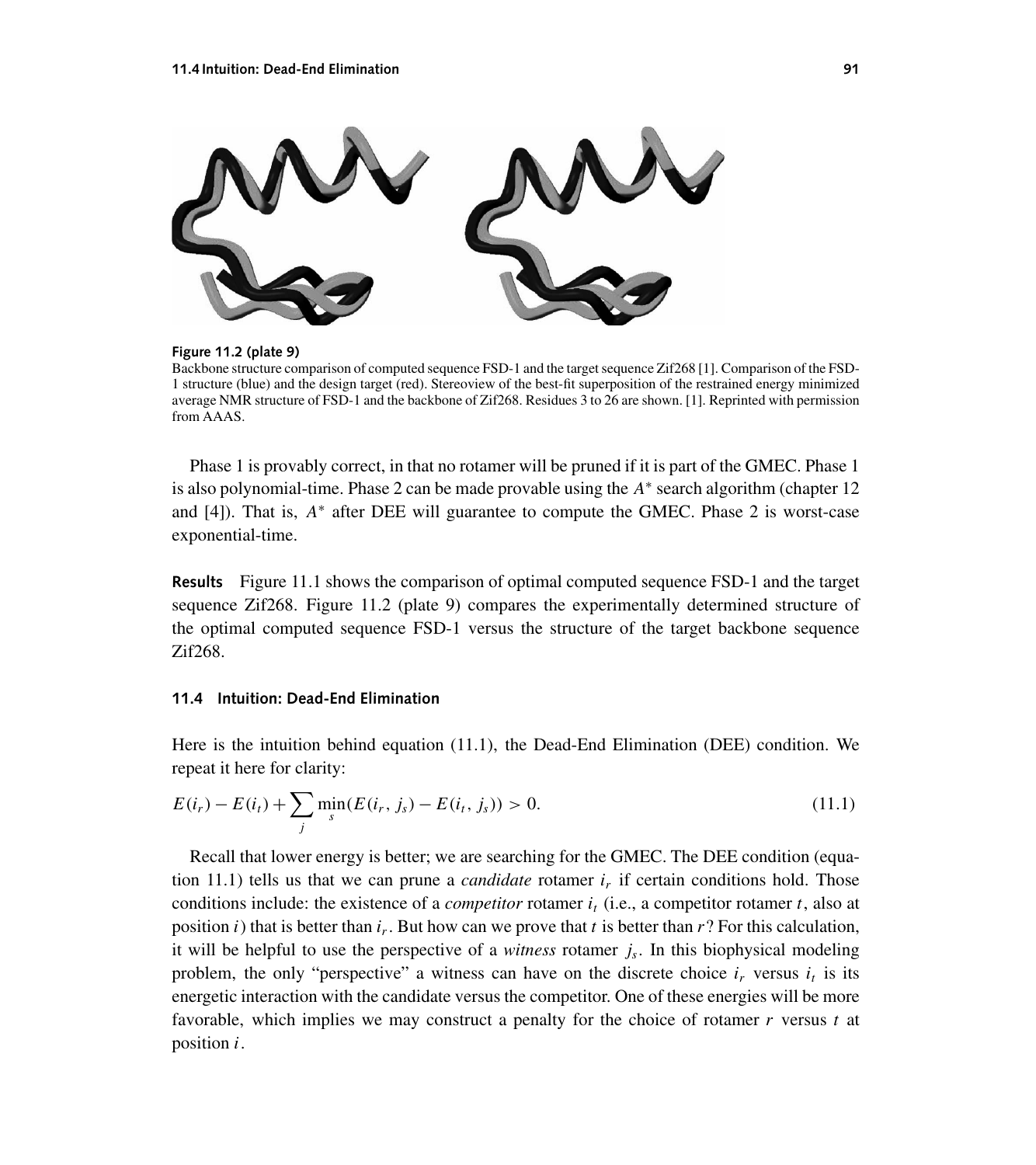**Figure 11.2 (plate 9)**
Backbone structure comparison of computed sequence FSD-1 and the target sequence Zif268 [1]. Comparison of the FSD-1 structure (blue) and the design target (red). Stereoview of the best-fit superposition of the restrained energy minimized average NMR structure of FSD-1 and the backbone of Zif268. Residues 3 to 26 are shown. [1]. Reprinted with permission from AAAS.

Phase 1 is provably correct, in that no rotamer will be pruned if it is part of the GMEC. Phase 1 is also polynomial-time. Phase 2 can be made provable using the $A^*$ search algorithm (chapter 12 and [4]). That is, $A^*$ after DEE will guarantee to compute the GMEC. Phase 2 is worst-case exponential-time.

**Results** Figure 11.1 shows the comparison of optimal computed sequence FSD-1 and the target sequence Zif268. Figure 11.2 (plate 9) compares the experimentally determined structure of the optimal computed sequence FSD-1 versus the structure of the target backbone sequence Zif268.

### 11.4 Intuition: Dead-End Elimination

Here is the intuition behind equation (11.1), the Dead-End Elimination (DEE) condition. We repeat it here for clarity:

$$E(i_r) - E(i_t) + \sum_j \min_s (E(i_r, j_s) - E(i_t, j_s)) > 0. \tag{11.1}$$

Recall that lower energy is better; we are searching for the GMEC. The DEE condition (equation 11.1) tells us that we can prune a *candidate* rotamer $i_r$ if certain conditions hold. Those conditions include: the existence of a *competitor* rotamer $i_t$ (i.e., a competitor rotamer $t$, also at position $i$) that is better than $i_r$. But how can we prove that $t$ is better than $r$? For this calculation, it will be helpful to use the perspective of a *witness* rotamer $j_s$. In this biophysical modeling problem, the only "perspective" a witness can have on the discrete choice $i_r$ versus $i_t$ is its energetic interaction with the candidate versus the competitor. One of these energies will be more favorable, which implies we may construct a penalty for the choice of rotamer $r$ versus $t$ at position $i$.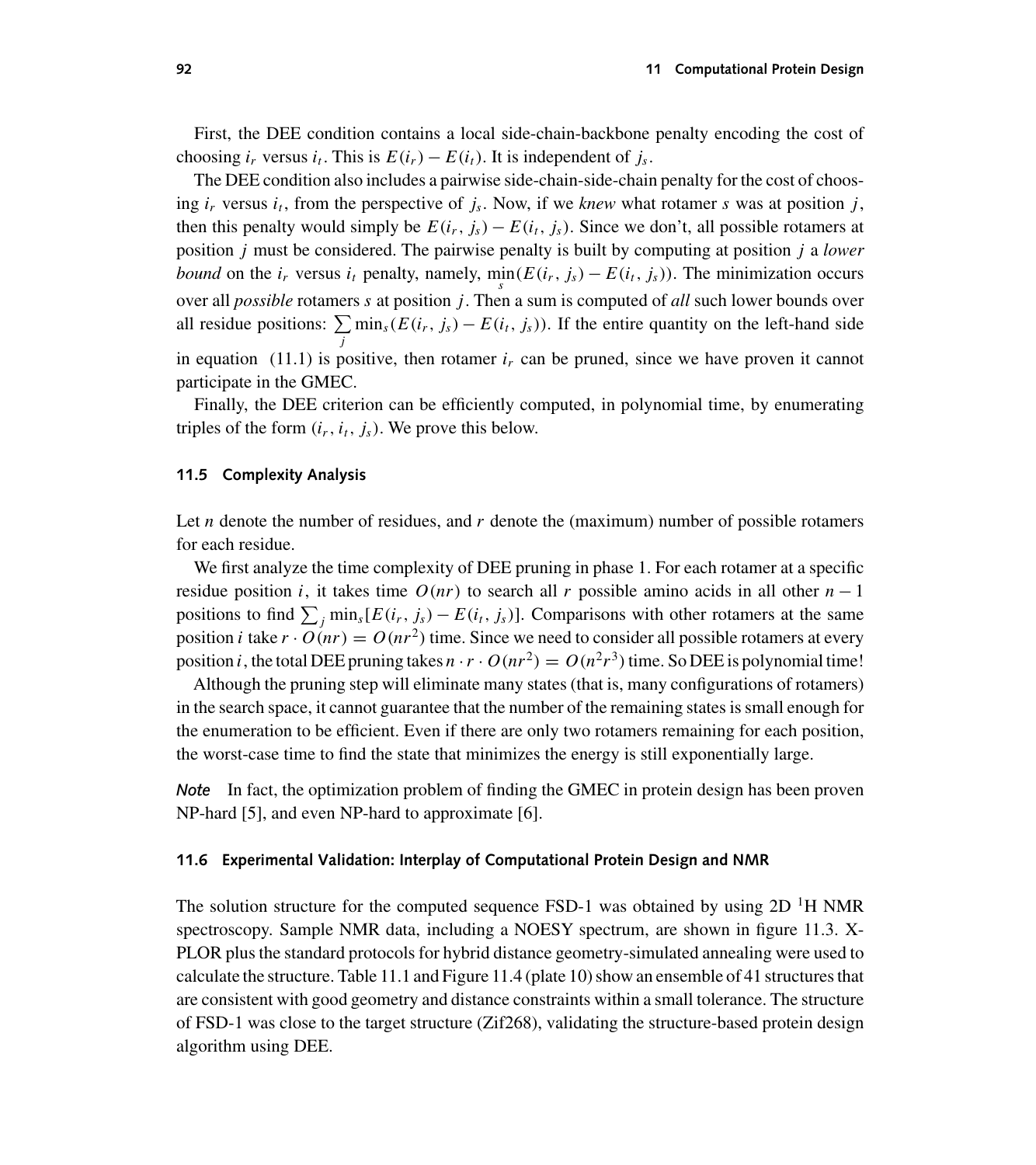First, the DEE condition contains a local side-chain-backbone penalty encoding the cost of choosing $i_r$ versus $i_t$. This is $E(i_r) - E(i_t)$. It is independent of $j_s$.

The DEE condition also includes a pairwise side-chain-side-chain penalty for the cost of choosing $i_r$ versus $i_t$, from the perspective of $j_s$. Now, if we *knew* what rotamer $s$ was at position $j$, then this penalty would simply be $E(i_r, j_s) - E(i_t, j_s)$. Since we don't, all possible rotamers at position $j$ must be considered. The pairwise penalty is built by computing at position $j$ a *lower bound* on the $i_r$ versus $i_t$ penalty, namely, $\min_s (E(i_r, j_s) - E(i_t, j_s))$. The minimization occurs over all *possible* rotamers $s$ at position $j$. Then a sum is computed of *all* such lower bounds over all residue positions: $\sum_j \min_s (E(i_r, j_s) - E(i_t, j_s))$. If the entire quantity on the left-hand side in equation (11.1) is positive, then rotamer $i_r$ can be pruned, since we have proven it cannot participate in the GMEC.

Finally, the DEE criterion can be efficiently computed, in polynomial time, by enumerating triples of the form $(i_r, i_t, j_s)$. We prove this below.

### 11.5 Complexity Analysis

Let $n$ denote the number of residues, and $r$ denote the (maximum) number of possible rotamers for each residue.

We first analyze the time complexity of DEE pruning in phase 1. For each rotamer at a specific residue position $i$, it takes time $O(nr)$ to search all $r$ possible amino acids in all other $n - 1$ positions to find $\sum_j \min_s [E(i_r, j_s) - E(i_t, j_s)]$. Comparisons with other rotamers at the same position $i$ take $r \cdot O(nr) = O(nr^2)$ time. Since we need to consider all possible rotamers at every position $i$, the total DEE pruning takes $n \cdot r \cdot O(nr^2) = O(n^2 r^3)$ time. So DEE is polynomial time!

Although the pruning step will eliminate many states (that is, many configurations of rotamers) in the search space, it cannot guarantee that the number of the remaining states is small enough for the enumeration to be efficient. Even if there are only two rotamers remaining for each position, the worst-case time to find the state that minimizes the energy is still exponentially large.

*Note* In fact, the optimization problem of finding the GMEC in protein design has been proven NP-hard [5], and even NP-hard to approximate [6].

### 11.6 Experimental Validation: Interplay of Computational Protein Design and NMR

The solution structure for the computed sequence FSD-1 was obtained by using 2D $^1$H NMR spectroscopy. Sample NMR data, including a NOESY spectrum, are shown in figure 11.3. X-PLOR plus the standard protocols for hybrid distance geometry-simulated annealing were used to calculate the structure. Table 11.1 and Figure 11.4 (plate 10) show an ensemble of 41 structures that are consistent with good geometry and distance constraints within a small tolerance. The structure of FSD-1 was close to the target structure (Zif268), validating the structure-based protein design algorithm using DEE.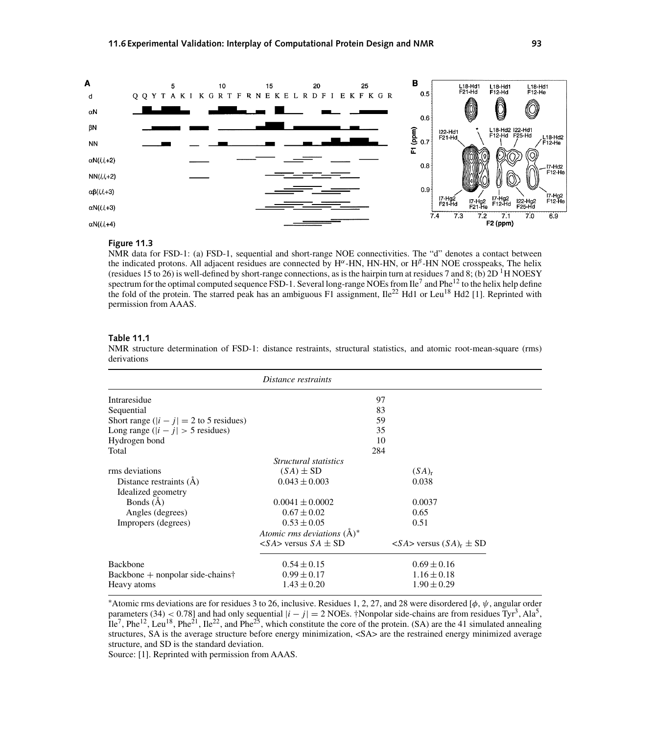**Figure 11.3**
NMR data for FSD-1: (a) FSD-1, sequential and short-range NOE connectivities. The "d" denotes a contact between the indicated protons. All adjacent residues are connected by $H^{\alpha}$-HN, HN-HN, or $H^{\beta}$-HN NOE crosspeaks, The helix (residues 15 to 26) is well-defined by short-range connections, as is the hairpin turn at residues 7 and 8; (b) 2D $^{1}H$ NOESY spectrum for the optimal computed sequence FSD-1. Several long-range NOEs from Ile[7] and Phe[12] to the helix help define the fold of the protein. The starred peak has an ambiguous F1 assignment, Ile[22] Hd1 or Leu[18] Hd2 [1]. Reprinted with permission from AAAS.

**Table 11.1**
NMR structure determination of FSD-1: distance restraints, structural statistics, and atomic root-mean-square (rms) derivations

| | *Distance restraints* | |
|---|---|---|
| Intraresidue | 97 | |
| Sequential | 83 | |
| Short range ($\|i-j\| = 2$ to 5 residues) | 59 | |
| Long range ($\|i-j\| > 5$ residues) | 35 | |
| Hydrogen bond | 10 | |
| Total | 284 | |
| | *Structural statistics* | |
| rms deviations | $(SA) \pm$ SD | $(SA)_r$ |
| Distance restraints (Å) | $0.043 \pm 0.003$ | 0.038 |
| Idealized geometry | | |
| Bonds (Å) | $0.0041 \pm 0.0002$ | 0.0037 |
| Angles (degrees) | $0.67 \pm 0.02$ | 0.65 |
| Impropers (degrees) | $0.53 \pm 0.05$ | 0.51 |
| | *Atomic rms deviations* (Å)* | |
| | <SA> versus $SA \pm$ SD | <SA> versus $(SA)_r \pm$ SD |
| Backbone | $0.54 \pm 0.15$ | $0.69 \pm 0.16$ |
| Backbone + nonpolar side-chains† | $0.99 \pm 0.17$ | $1.16 \pm 0.18$ |
| Heavy atoms | $1.43 \pm 0.20$ | $1.90 \pm 0.29$ |

*Atomic rms deviations are for residues 3 to 26, inclusive. Residues 1, 2, 27, and 28 were disordered [$\phi$, $\psi$, angular order parameters (34) < 0.78] and had only sequential $|i-j| = 2$ NOEs. †Nonpolar side-chains are from residues Tyr[3], Ala[5], Ile[7], Phe[12], Leu[18], Phe[21], Ile[22], and Phe[25], which constitute the core of the protein. (SA) are the 41 simulated annealing structures, SA is the average structure before energy minimization, <SA> are the restrained energy minimized average structure, and SD is the standard deviation.

Source: [1]. Reprinted with permission from AAAS.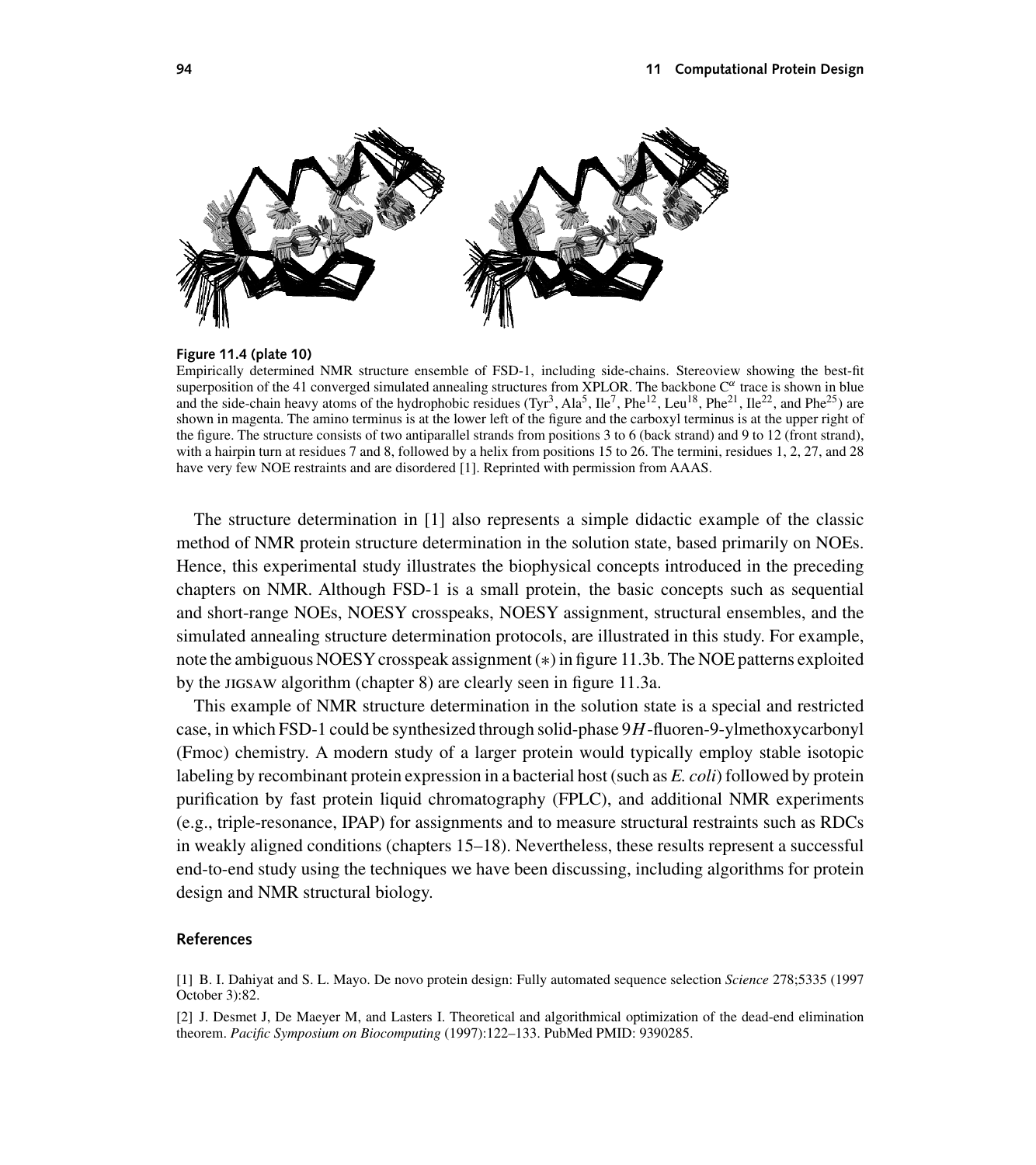**Figure 11.4 (plate 10)**

Empirically determined NMR structure ensemble of FSD-1, including side-chains. Stereoview showing the best-fit superposition of the 41 converged simulated annealing structures from XPLOR. The backbone $C^{\alpha}$ trace is shown in blue and the side-chain heavy atoms of the hydrophobic residues ($Tyr^{3}$, $Ala^{5}$, $Ile^{7}$, $Phe^{12}$, $Leu^{18}$, $Phe^{21}$, $Ile^{22}$, and $Phe^{25}$) are shown in magenta. The amino terminus is at the lower left of the figure and the carboxyl terminus is at the upper right of the figure. The structure consists of two antiparallel strands from positions 3 to 6 (back strand) and 9 to 12 (front strand), with a hairpin turn at residues 7 and 8, followed by a helix from positions 15 to 26. The termini, residues 1, 2, 27, and 28 have very few NOE restraints and are disordered [1]. Reprinted with permission from AAAS.

The structure determination in [1] also represents a simple didactic example of the classic method of NMR protein structure determination in the solution state, based primarily on NOEs. Hence, this experimental study illustrates the biophysical concepts introduced in the preceding chapters on NMR. Although FSD-1 is a small protein, the basic concepts such as sequential and short-range NOEs, NOESY crosspeaks, NOESY assignment, structural ensembles, and the simulated annealing structure determination protocols, are illustrated in this study. For example, note the ambiguous NOESY crosspeak assignment (∗) in figure 11.3b. The NOE patterns exploited by the JIGSAW algorithm (chapter 8) are clearly seen in figure 11.3a.

This example of NMR structure determination in the solution state is a special and restricted case, in which FSD-1 could be synthesized through solid-phase 9*H*-fluoren-9-ylmethoxycarbonyl (Fmoc) chemistry. A modern study of a larger protein would typically employ stable isotopic labeling by recombinant protein expression in a bacterial host (such as *E. coli*) followed by protein purification by fast protein liquid chromatography (FPLC), and additional NMR experiments (e.g., triple-resonance, IPAP) for assignments and to measure structural restraints such as RDCs in weakly aligned conditions (chapters 15–18). Nevertheless, these results represent a successful end-to-end study using the techniques we have been discussing, including algorithms for protein design and NMR structural biology.

## References

[1] B. I. Dahiyat and S. L. Mayo. De novo protein design: Fully automated sequence selection *Science* 278;5335 (1997 October 3):82.

[2] J. Desmet J, De Maeyer M, and Lasters I. Theoretical and algorithmical optimization of the dead-end elimination theorem. *Pacific Symposium on Biocomputing* (1997):122–133. PubMed PMID: 9390285.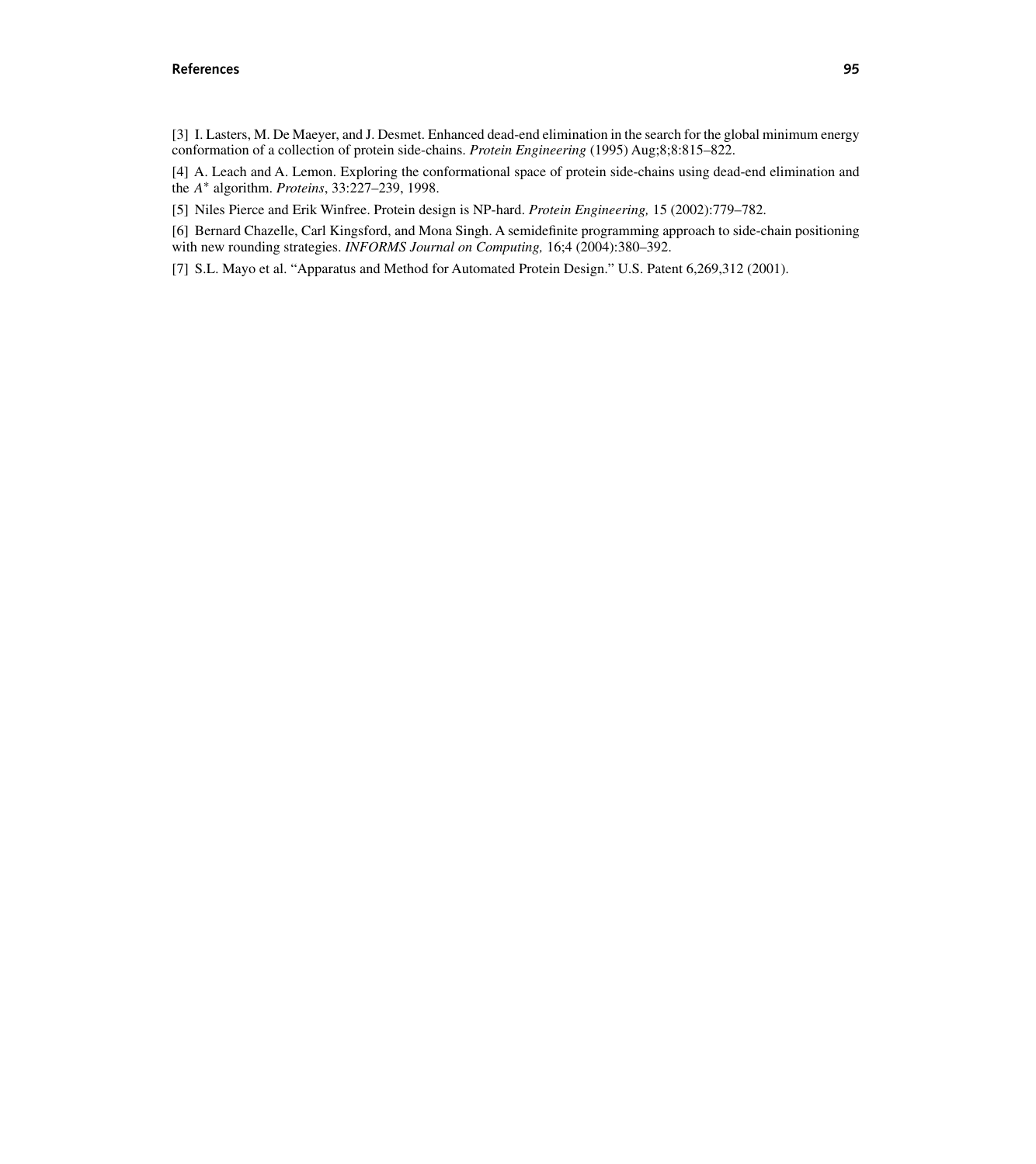[3] I. Lasters, M. De Maeyer, and J. Desmet. Enhanced dead-end elimination in the search for the global minimum energy conformation of a collection of protein side-chains. *Protein Engineering* (1995) Aug;8;8:815–822.

[4] A. Leach and A. Lemon. Exploring the conformational space of protein side-chains using dead-end elimination and the $A^*$ algorithm. *Proteins*, 33:227–239, 1998.

[5] Niles Pierce and Erik Winfree. Protein design is NP-hard. *Protein Engineering,* 15 (2002):779–782.

[6] Bernard Chazelle, Carl Kingsford, and Mona Singh. A semidefinite programming approach to side-chain positioning with new rounding strategies. *INFORMS Journal on Computing,* 16;4 (2004):380–392.

[7] S.L. Mayo et al. "Apparatus and Method for Automated Protein Design." U.S. Patent 6,269,312 (2001).